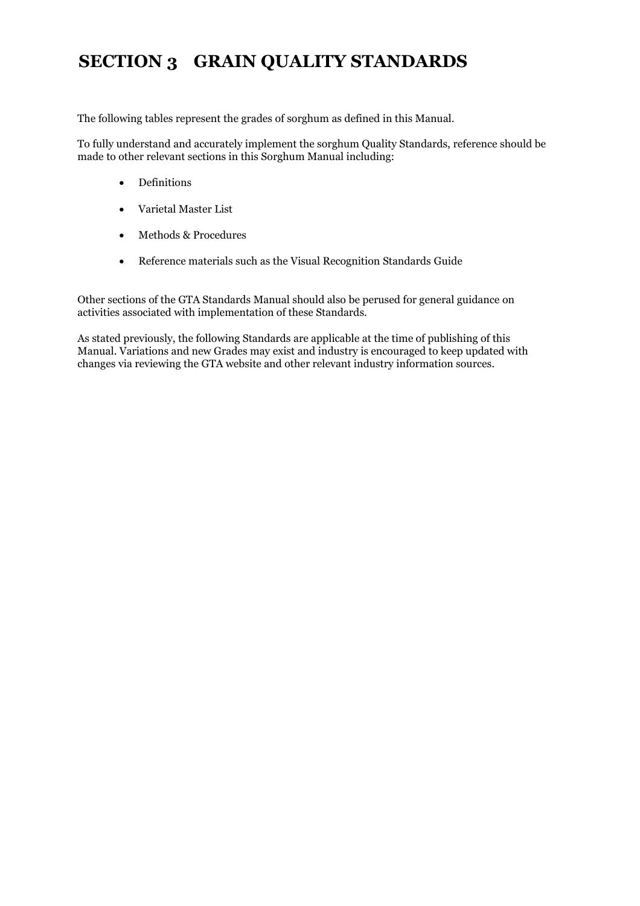# SECTION 3 GRAIN QUALITY STANDARDS

The following tables represent the grades of sorghum as defined in this Manual.

To fully understand and accurately implement the sorghum Quality Standards, reference should be made to other relevant sections in this Sorghum Manual including:

- Definitions
- Varietal Master List
- Methods & Procedures
- Reference materials such as the Visual Recognition Standards Guide

Other sections of the GTA Standards Manual should also be perused for general guidance on activities associated with implementation of these Standards.

As stated previously, the following Standards are applicable at the time of publishing of this Manual. Variations and new Grades may exist and industry is encouraged to keep updated with changes via reviewing the GTA website and other relevant industry information sources.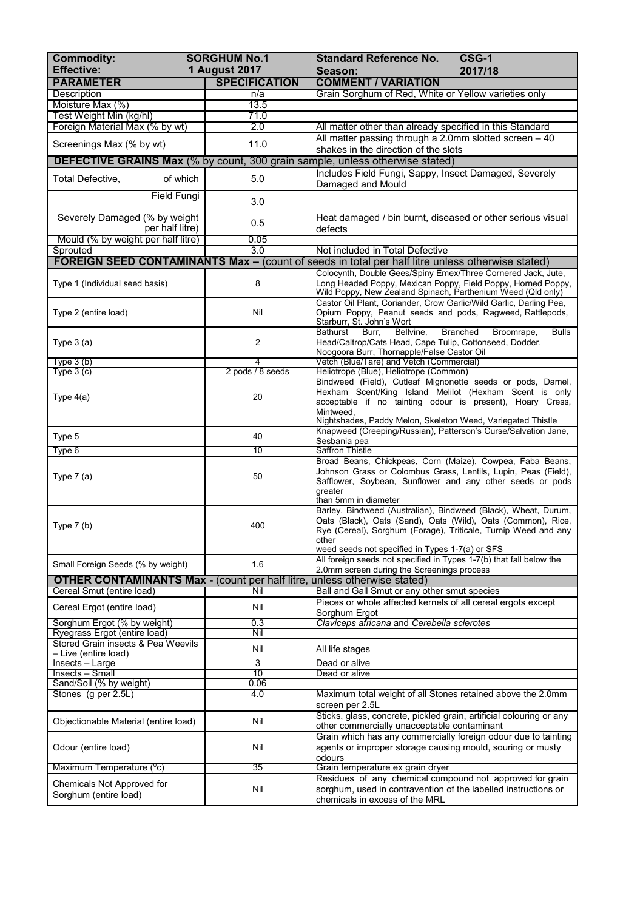| Commodity: SORGHUM No.1 | | Standard Reference No. CSG-1 |
|---|---|---|
| **Effective: 1 August 2017** | | **Season: 2017/18** |
| **PARAMETER** | **SPECIFICATION** | **COMMENT / VARIATION** |
| Description | n/a | Grain Sorghum of Red, White or Yellow varieties only |
| Moisture Max (%) | 13.5 | |
| Test Weight Min (kg/hl) | 71.0 | |
| Foreign Material Max (% by wt) | 2.0 | All matter other than already specified in this Standard |
| Screenings Max (% by wt) | 11.0 | All matter passing through a 2.0mm slotted screen – 40 shakes in the direction of the slots |
| **DEFECTIVE GRAINS Max** (% by count, 300 grain sample, unless otherwise stated) | | |
| Total Defective, of which | 5.0 | Includes Field Fungi, Sappy, Insect Damaged, Severely Damaged and Mould |
| Field Fungi | 3.0 | |
| Severely Damaged (% by weight per half litre) | 0.5 | Heat damaged / bin burnt, diseased or other serious visual defects |
| Mould (% by weight per half litre) | 0.05 | |
| Sprouted | 3.0 | Not included in Total Defective |
| **FOREIGN SEED CONTAMINANTS Max** – (count of seeds in total per half litre unless otherwise stated) | | |
| Type 1 (Individual seed basis) | 8 | Colocynth, Double Gees/Spiny Emex/Three Cornered Jack, Jute, Long Headed Poppy, Mexican Poppy, Field Poppy, Horned Poppy, Wild Poppy, New Zealand Spinach, Parthenium Weed (Qld only) |
| Type 2 (entire load) | Nil | Castor Oil Plant, Coriander, Crow Garlic/Wild Garlic, Darling Pea, Opium Poppy, Peanut seeds and pods, Ragweed, Rattlepods, Starburr, St. John's Wort |
| Type 3 (a) | 2 | Bathurst Burr, Bellvine, Branched Broomrape, Bulls Head/Caltrop/Cats Head, Cape Tulip, Cottonseed, Dodder, Noogoora Burr, Thornapple/False Castor Oil |
| Type 3 (b) | 4 | Vetch (Blue/Tare) and Vetch (Commercial) |
| Type 3 (c) | 2 pods / 8 seeds | Heliotrope (Blue), Heliotrope (Common) |
| Type 4(a) | 20 | Bindweed (Field), Cutleaf Mignonette seeds or pods, Damel, Hexham Scent/King Island Melilot (Hexham Scent is only acceptable if no tainting odour is present), Hoary Cress, Mintweed, Nightshades, Paddy Melon, Skeleton Weed, Variegated Thistle |
| Type 5 | 40 | Knapweed (Creeping/Russian), Patterson's Curse/Salvation Jane, Sesbania pea |
| Type 6 | 10 | Saffron Thistle |
| Type 7 (a) | 50 | Broad Beans, Chickpeas, Corn (Maize), Cowpea, Faba Beans, Johnson Grass or Colombus Grass, Lentils, Lupin, Peas (Field), Safflower, Soybean, Sunflower and any other seeds or pods greater than 5mm in diameter |
| Type 7 (b) | 400 | Barley, Bindweed (Australian), Bindweed (Black), Wheat, Durum, Oats (Black), Oats (Sand), Oats (Wild), Oats (Common), Rice, Rye (Cereal), Sorghum (Forage), Triticale, Turnip Weed and any other weed seeds not specified in Types 1-7(a) or SFS |
| Small Foreign Seeds (% by weight) | 1.6 | All foreign seeds not specified in Types 1-7(b) that fall below the 2.0mm screen during the Screenings process |
| **OTHER CONTAMINANTS Max** - (count per half litre, unless otherwise stated) | | |
| Cereal Smut (entire load) | Nil | Ball and Gall Smut or any other smut species |
| Cereal Ergot (entire load) | Nil | Pieces or whole affected kernels of all cereal ergots except Sorghum Ergot |
| Sorghum Ergot (% by weight) | 0.3 | *Claviceps africana* and *Cerebella sclerotes* |
| Ryegrass Ergot (entire load) | Nil | |
| Stored Grain insects & Pea Weevils – Live (entire load) | Nil | All life stages |
| Insects – Large | 3 | Dead or alive |
| Insects – Small | 10 | Dead or alive |
| Sand/Soil (% by weight) | 0.06 | |
| Stones (g per 2.5L) | 4.0 | Maximum total weight of all Stones retained above the 2.0mm screen per 2.5L |
| Objectionable Material (entire load) | Nil | Sticks, glass, concrete, pickled grain, artificial colouring or any other commercially unacceptable contaminant |
| Odour (entire load) | Nil | Grain which has any commercially foreign odour due to tainting agents or improper storage causing mould, souring or musty odours |
| Maximum Temperature (°c) | 35 | Grain temperature ex grain dryer |
| Chemicals Not Approved for Sorghum (entire load) | Nil | Residues of any chemical compound not approved for grain sorghum, used in contravention of the labelled instructions or chemicals in excess of the MRL |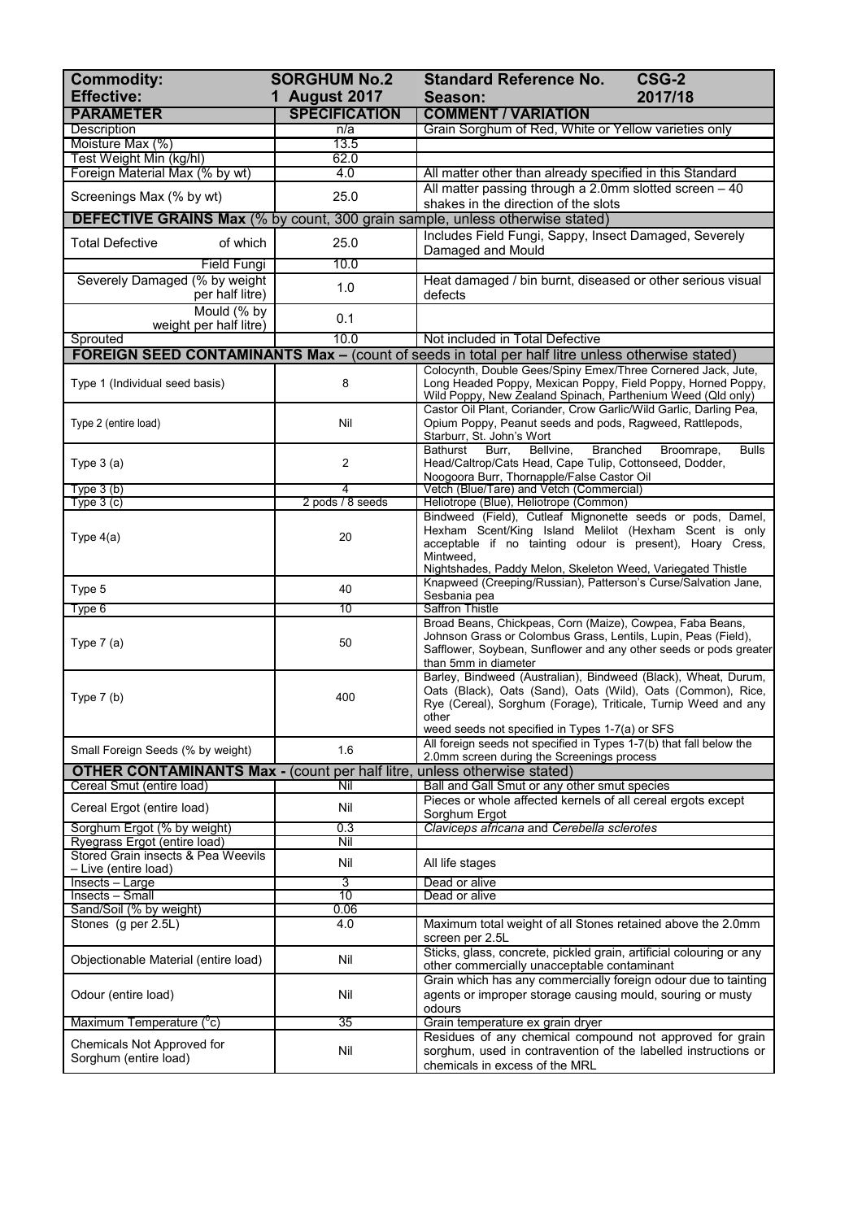| Commodity: | SORGHUM No.2 | Standard Reference No. CSG-2 |
|---|---|---|
| **Effective:** | **1 August 2017** | **Season: 2017/18** |
| **PARAMETER** | **SPECIFICATION** | **COMMENT / VARIATION** |
| Description | n/a | Grain Sorghum of Red, White or Yellow varieties only |
| Moisture Max (%) | 13.5 | |
| Test Weight Min (kg/hl) | 62.0 | |
| Foreign Material Max (% by wt) | 4.0 | All matter other than already specified in this Standard |
| Screenings Max (% by wt) | 25.0 | All matter passing through a 2.0mm slotted screen – 40 shakes in the direction of the slots |
| **DEFECTIVE GRAINS Max** (% by count, 300 grain sample, unless otherwise stated) | | |
| Total Defective of which | 25.0 | Includes Field Fungi, Sappy, Insect Damaged, Severely Damaged and Mould |
| Field Fungi | 10.0 | |
| Severely Damaged (% by weight per half litre) | 1.0 | Heat damaged / bin burnt, diseased or other serious visual defects |
| Mould (% by weight per half litre) | 0.1 | |
| Sprouted | 10.0 | Not included in Total Defective |
| **FOREIGN SEED CONTAMINANTS Max** – (count of seeds in total per half litre unless otherwise stated) | | |
| Type 1 (Individual seed basis) | 8 | Colocynth, Double Gees/Spiny Emex/Three Cornered Jack, Jute, Long Headed Poppy, Mexican Poppy, Field Poppy, Horned Poppy, Wild Poppy, New Zealand Spinach, Parthenium Weed (Qld only) |
| Type 2 (entire load) | Nil | Castor Oil Plant, Coriander, Crow Garlic/Wild Garlic, Darling Pea, Opium Poppy, Peanut seeds and pods, Ragweed, Rattlepods, Starburr, St. John's Wort |
| Type 3 (a) | 2 | Bathurst Burr, Bellvine, Branched Broomrape, Bulls Head/Caltrop/Cats Head, Cape Tulip, Cottonseed, Dodder, Noogoora Burr, Thornapple/False Castor Oil |
| Type 3 (b) | 4 | Vetch (Blue/Tare) and Vetch (Commercial) |
| Type 3 (c) | 2 pods / 8 seeds | Heliotrope (Blue), Heliotrope (Common) |
| Type 4(a) | 20 | Bindweed (Field), Cutleaf Mignonette seeds or pods, Damel, Hexham Scent/King Island Melilot (Hexham Scent is only acceptable if no tainting odour is present), Hoary Cress, Mintweed, Nightshades, Paddy Melon, Skeleton Weed, Variegated Thistle |
| Type 5 | 40 | Knapweed (Creeping/Russian), Patterson's Curse/Salvation Jane, Sesbania pea |
| Type 6 | 10 | Saffron Thistle |
| Type 7 (a) | 50 | Broad Beans, Chickpeas, Corn (Maize), Cowpea, Faba Beans, Johnson Grass or Colombus Grass, Lentils, Lupin, Peas (Field), Safflower, Soybean, Sunflower and any other seeds or pods greater than 5mm in diameter |
| Type 7 (b) | 400 | Barley, Bindweed (Australian), Bindweed (Black), Wheat, Durum, Oats (Black), Oats (Sand), Oats (Wild), Oats (Common), Rice, Rye (Cereal), Sorghum (Forage), Triticale, Turnip Weed and any other weed seeds not specified in Types 1-7(a) or SFS |
| Small Foreign Seeds (% by weight) | 1.6 | All foreign seeds not specified in Types 1-7(b) that fall below the 2.0mm screen during the Screenings process |
| **OTHER CONTAMINANTS Max** - (count per half litre, unless otherwise stated) | | |
| Cereal Smut (entire load) | Nil | Ball and Gall Smut or any other smut species |
| Cereal Ergot (entire load) | Nil | Pieces or whole affected kernels of all cereal ergots except Sorghum Ergot |
| Sorghum Ergot (% by weight) | 0.3 | *Claviceps africana* and *Cerebella sclerotes* |
| Ryegrass Ergot (entire load) | Nil | |
| Stored Grain insects & Pea Weevils – Live (entire load) | Nil | All life stages |
| Insects – Large | 3 | Dead or alive |
| Insects – Small | 10 | Dead or alive |
| Sand/Soil (% by weight) | 0.06 | |
| Stones (g per 2.5L) | 4.0 | Maximum total weight of all Stones retained above the 2.0mm screen per 2.5L |
| Objectionable Material (entire load) | Nil | Sticks, glass, concrete, pickled grain, artificial colouring or any other commercially unacceptable contaminant |
| Odour (entire load) | Nil | Grain which has any commercially foreign odour due to tainting agents or improper storage causing mould, souring or musty odours |
| Maximum Temperature (°c) | 35 | Grain temperature ex grain dryer |
| Chemicals Not Approved for Sorghum (entire load) | Nil | Residues of any chemical compound not approved for grain sorghum, used in contravention of the labelled instructions or chemicals in excess of the MRL |